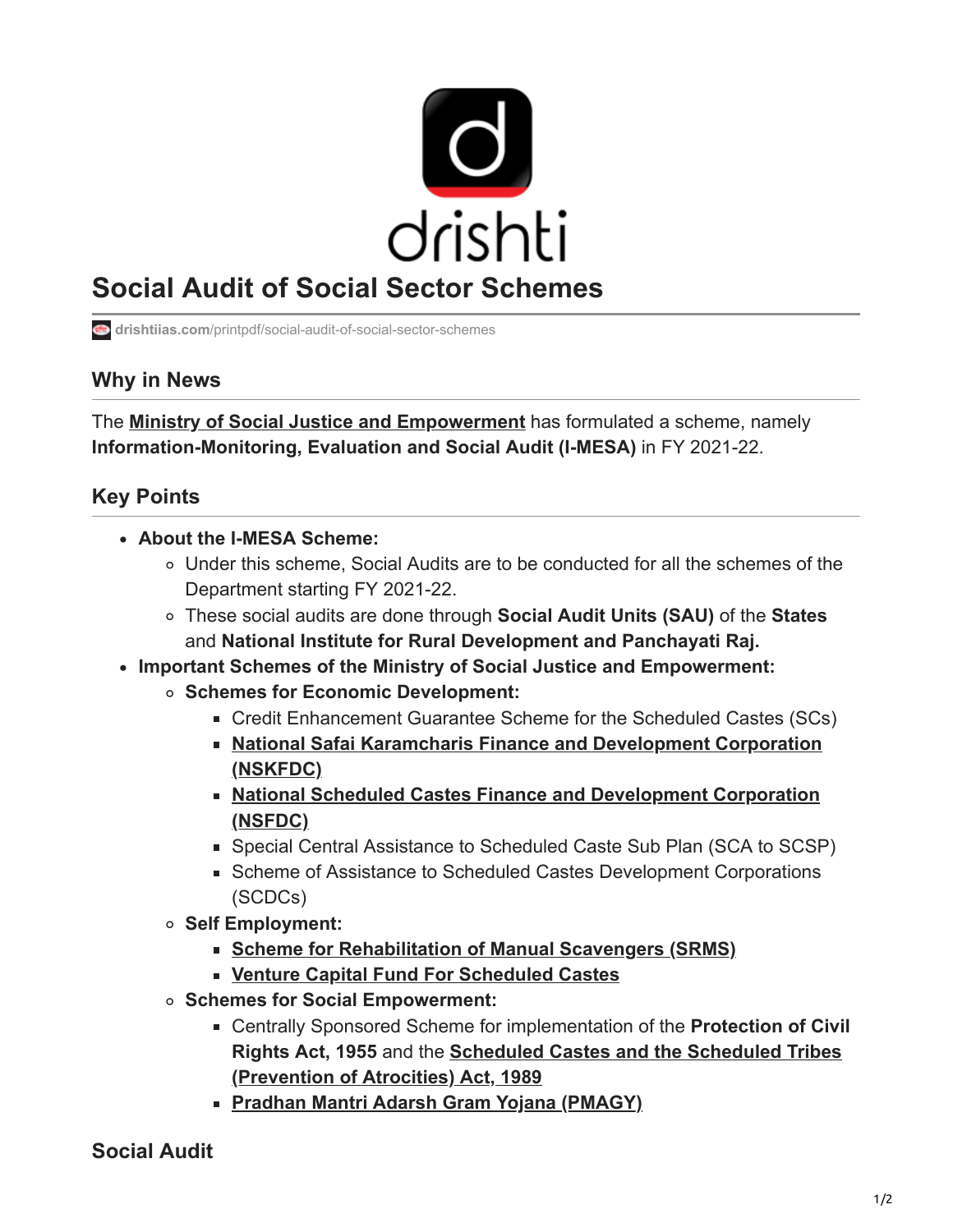# Social Audit of Social Sector Schemes

drishtiias.com/printpdf/social-audit-of-social-sector-schemes

## Why in News

The **Ministry of Social Justice and Empowerment** has formulated a scheme, namely **Information-Monitoring, Evaluation and Social Audit (I-MESA)** in FY 2021-22.

## Key Points

- **About the I-MESA Scheme:**
  - Under this scheme, Social Audits are to be conducted for all the schemes of the Department starting FY 2021-22.
  - These social audits are done through **Social Audit Units (SAU)** of the **States** and **National Institute for Rural Development and Panchayati Raj.**
- **Important Schemes of the Ministry of Social Justice and Empowerment:**
  - **Schemes for Economic Development:**
    - Credit Enhancement Guarantee Scheme for the Scheduled Castes (SCs)
    - **National Safai Karamcharis Finance and Development Corporation (NSKFDC)**
    - **National Scheduled Castes Finance and Development Corporation (NSFDC)**
    - Special Central Assistance to Scheduled Caste Sub Plan (SCA to SCSP)
    - Scheme of Assistance to Scheduled Castes Development Corporations (SCDCs)
  - **Self Employment:**
    - **Scheme for Rehabilitation of Manual Scavengers (SRMS)**
    - **Venture Capital Fund For Scheduled Castes**
  - **Schemes for Social Empowerment:**
    - Centrally Sponsored Scheme for implementation of the **Protection of Civil Rights Act, 1955** and the **Scheduled Castes and the Scheduled Tribes (Prevention of Atrocities) Act, 1989**
    - **Pradhan Mantri Adarsh Gram Yojana (PMAGY)**

## Social Audit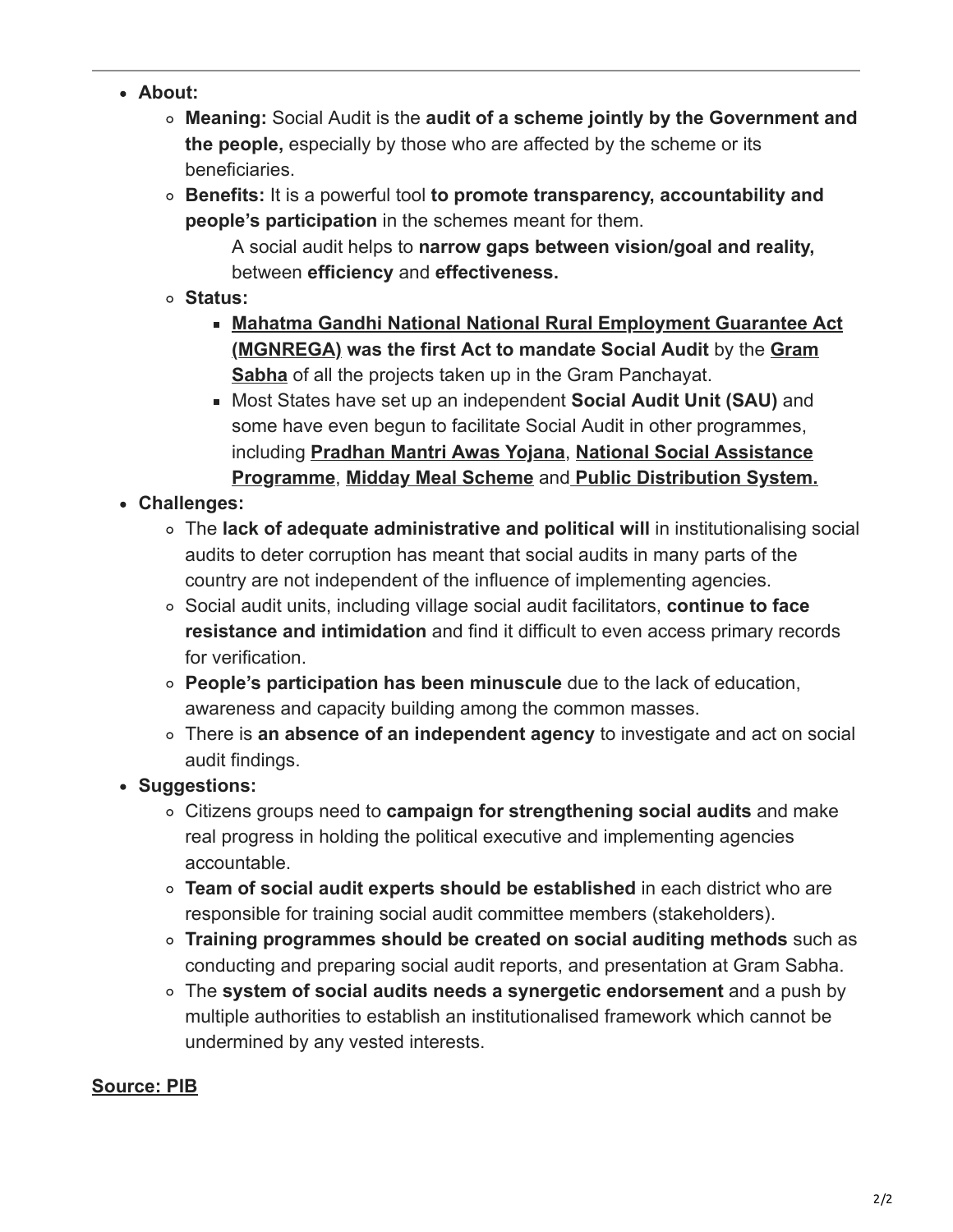- **About:**
  - **Meaning:** Social Audit is the **audit of a scheme jointly by the Government and the people,** especially by those who are affected by the scheme or its beneficiaries.
  - **Benefits:** It is a powerful tool **to promote transparency, accountability and people's participation** in the schemes meant for them.
    
    A social audit helps to **narrow gaps between vision/goal and reality,** between **efficiency** and **effectiveness.**
  - **Status:**
    - **Mahatma Gandhi National National Rural Employment Guarantee Act (MGNREGA) was the first Act to mandate Social Audit** by the **Gram Sabha** of all the projects taken up in the Gram Panchayat.
    - Most States have set up an independent **Social Audit Unit (SAU)** and some have even begun to facilitate Social Audit in other programmes, including **Pradhan Mantri Awas Yojana**, **National Social Assistance Programme**, **Midday Meal Scheme** and **Public Distribution System.**
- **Challenges:**
  - The **lack of adequate administrative and political will** in institutionalising social audits to deter corruption has meant that social audits in many parts of the country are not independent of the influence of implementing agencies.
  - Social audit units, including village social audit facilitators, **continue to face resistance and intimidation** and find it difficult to even access primary records for verification.
  - **People's participation has been minuscule** due to the lack of education, awareness and capacity building among the common masses.
  - There is **an absence of an independent agency** to investigate and act on social audit findings.
- **Suggestions:**
  - Citizens groups need to **campaign for strengthening social audits** and make real progress in holding the political executive and implementing agencies accountable.
  - **Team of social audit experts should be established** in each district who are responsible for training social audit committee members (stakeholders).
  - **Training programmes should be created on social auditing methods** such as conducting and preparing social audit reports, and presentation at Gram Sabha.
  - The **system of social audits needs a synergetic endorsement** and a push by multiple authorities to establish an institutionalised framework which cannot be undermined by any vested interests.

**Source: PIB**